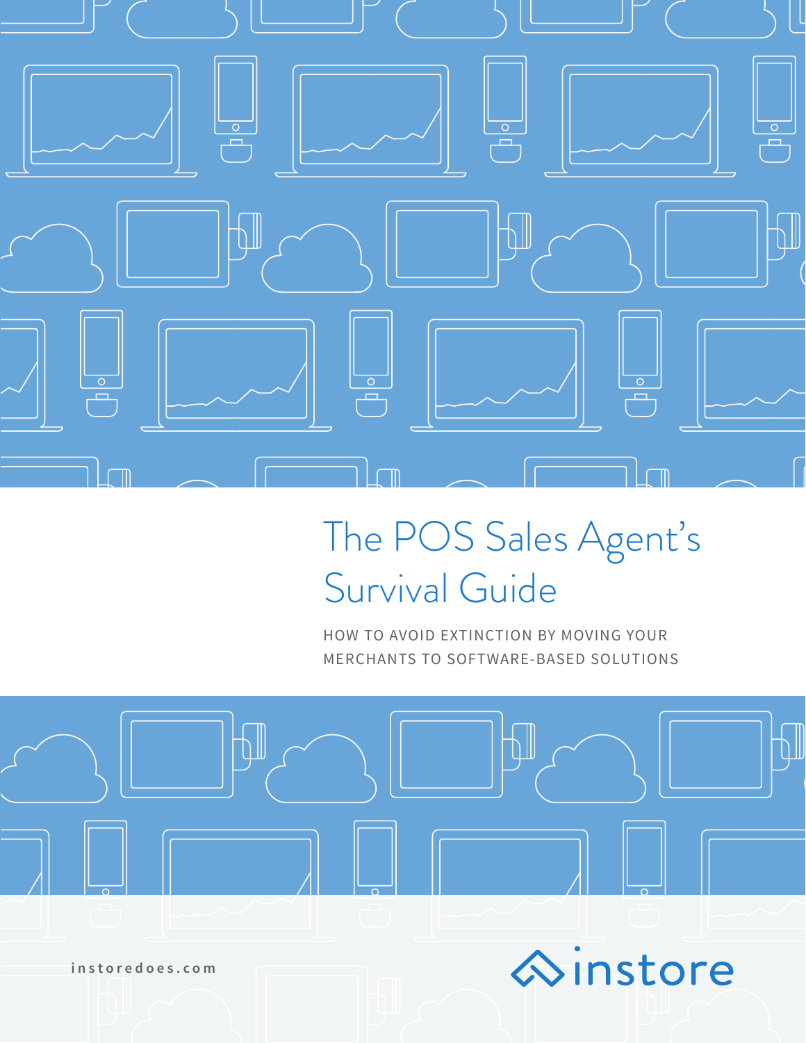# The POS Sales Agent's Survival Guide

HOW TO AVOID EXTINCTION BY MOVING YOUR MERCHANTS TO SOFTWARE-BASED SOLUTIONS

instoredoes.com

instore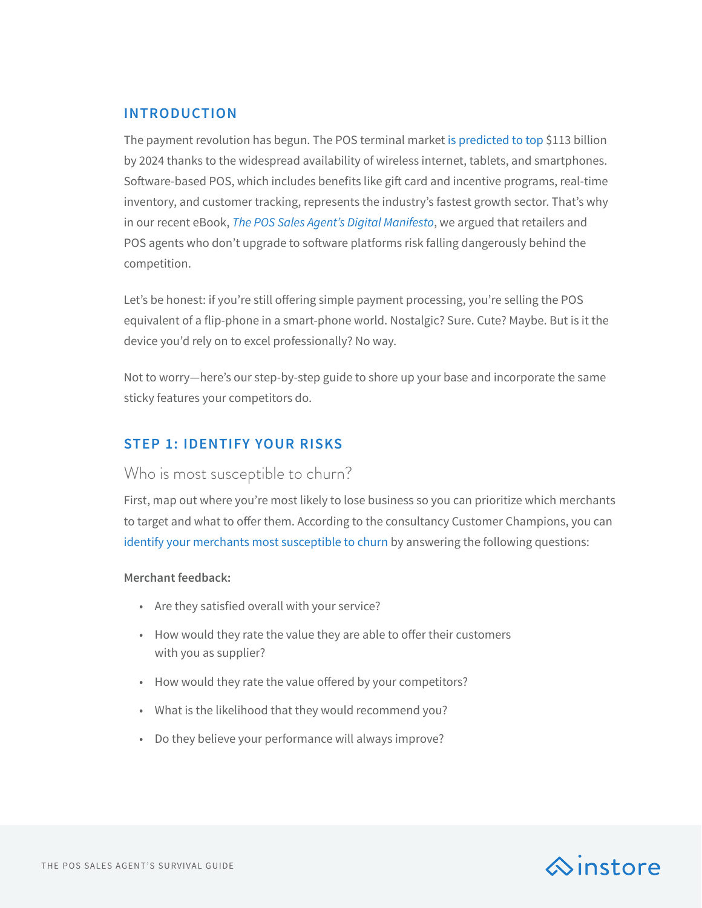## INTRODUCTION

The payment revolution has begun. The POS terminal market is predicted to top $113 billion by 2024 thanks to the widespread availability of wireless internet, tablets, and smartphones. Software-based POS, which includes benefits like gift card and incentive programs, real-time inventory, and customer tracking, represents the industry's fastest growth sector. That's why in our recent eBook, *The POS Sales Agent's Digital Manifesto*, we argued that retailers and POS agents who don't upgrade to software platforms risk falling dangerously behind the competition.

Let's be honest: if you're still offering simple payment processing, you're selling the POS equivalent of a flip-phone in a smart-phone world. Nostalgic? Sure. Cute? Maybe. But is it the device you'd rely on to excel professionally? No way.

Not to worry—here's our step-by-step guide to shore up your base and incorporate the same sticky features your competitors do.

## STEP 1: IDENTIFY YOUR RISKS

### Who is most susceptible to churn?

First, map out where you're most likely to lose business so you can prioritize which merchants to target and what to offer them. According to the consultancy Customer Champions, you can identify your merchants most susceptible to churn by answering the following questions:

**Merchant feedback:**

- Are they satisfied overall with your service?
- How would they rate the value they are able to offer their customers with you as supplier?
- How would they rate the value offered by your competitors?
- What is the likelihood that they would recommend you?
- Do they believe your performance will always improve?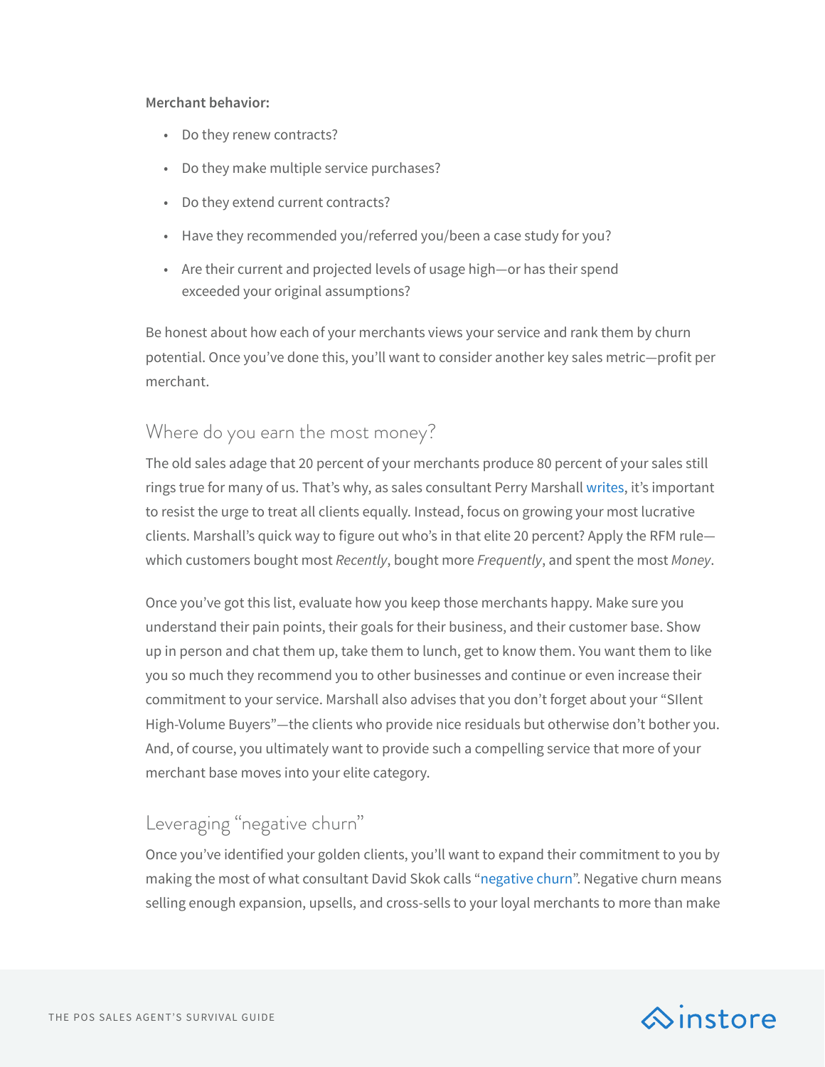**Merchant behavior:**

- Do they renew contracts?
- Do they make multiple service purchases?
- Do they extend current contracts?
- Have they recommended you/referred you/been a case study for you?
- Are their current and projected levels of usage high—or has their spend exceeded your original assumptions?

Be honest about how each of your merchants views your service and rank them by churn potential. Once you've done this, you'll want to consider another key sales metric—profit per merchant.

## Where do you earn the most money?

The old sales adage that 20 percent of your merchants produce 80 percent of your sales still rings true for many of us. That's why, as sales consultant Perry Marshall writes, it's important to resist the urge to treat all clients equally. Instead, focus on growing your most lucrative clients. Marshall's quick way to figure out who's in that elite 20 percent? Apply the RFM rule—which customers bought most *Recently*, bought more *Frequently*, and spent the most *Money*.

Once you've got this list, evaluate how you keep those merchants happy. Make sure you understand their pain points, their goals for their business, and their customer base. Show up in person and chat them up, take them to lunch, get to know them. You want them to like you so much they recommend you to other businesses and continue or even increase their commitment to your service. Marshall also advises that you don't forget about your "SIlent High-Volume Buyers"—the clients who provide nice residuals but otherwise don't bother you. And, of course, you ultimately want to provide such a compelling service that more of your merchant base moves into your elite category.

## Leveraging "negative churn"

Once you've identified your golden clients, you'll want to expand their commitment to you by making the most of what consultant David Skok calls "negative churn". Negative churn means selling enough expansion, upsells, and cross-sells to your loyal merchants to more than make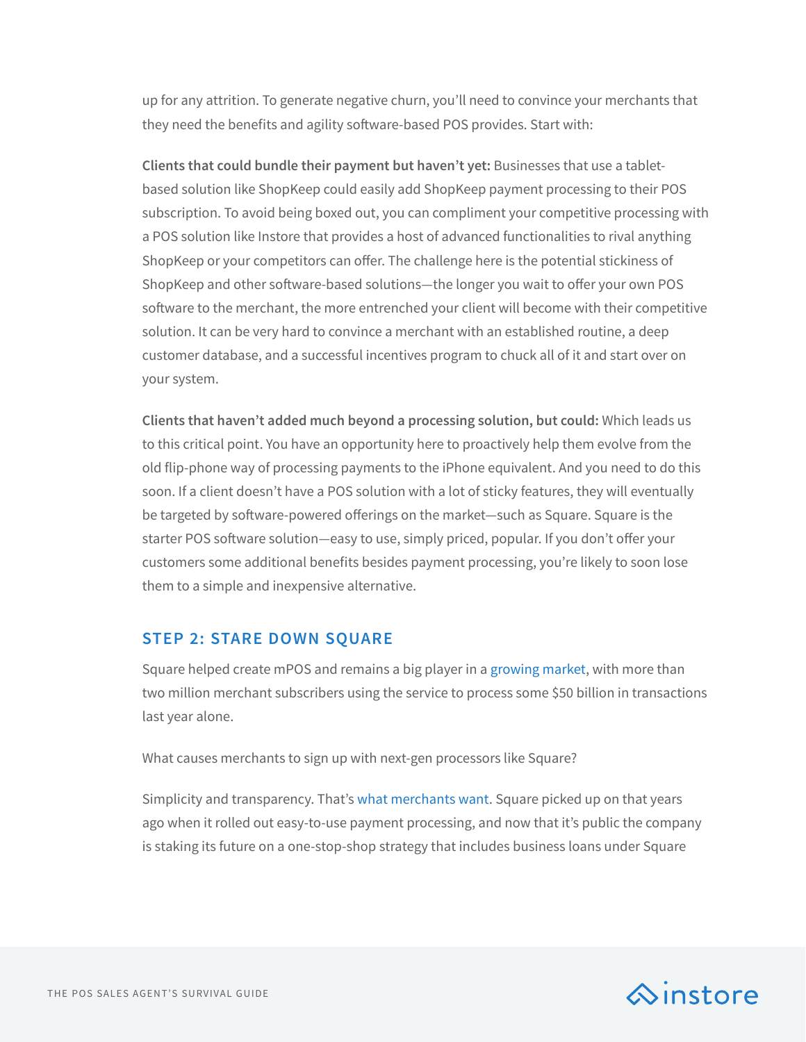up for any attrition. To generate negative churn, you'll need to convince your merchants that they need the benefits and agility software-based POS provides. Start with:

**Clients that could bundle their payment but haven't yet:** Businesses that use a tablet-based solution like ShopKeep could easily add ShopKeep payment processing to their POS subscription. To avoid being boxed out, you can compliment your competitive processing with a POS solution like Instore that provides a host of advanced functionalities to rival anything ShopKeep or your competitors can offer. The challenge here is the potential stickiness of ShopKeep and other software-based solutions—the longer you wait to offer your own POS software to the merchant, the more entrenched your client will become with their competitive solution. It can be very hard to convince a merchant with an established routine, a deep customer database, and a successful incentives program to chuck all of it and start over on your system.

**Clients that haven't added much beyond a processing solution, but could:** Which leads us to this critical point. You have an opportunity here to proactively help them evolve from the old flip-phone way of processing payments to the iPhone equivalent. And you need to do this soon. If a client doesn't have a POS solution with a lot of sticky features, they will eventually be targeted by software-powered offerings on the market—such as Square. Square is the starter POS software solution—easy to use, simply priced, popular. If you don't offer your customers some additional benefits besides payment processing, you're likely to soon lose them to a simple and inexpensive alternative.

## STEP 2: STARE DOWN SQUARE

Square helped create mPOS and remains a big player in a growing market, with more than two million merchant subscribers using the service to process some $50 billion in transactions last year alone.

What causes merchants to sign up with next-gen processors like Square?

Simplicity and transparency. That's what merchants want. Square picked up on that years ago when it rolled out easy-to-use payment processing, and now that it's public the company is staking its future on a one-stop-shop strategy that includes business loans under Square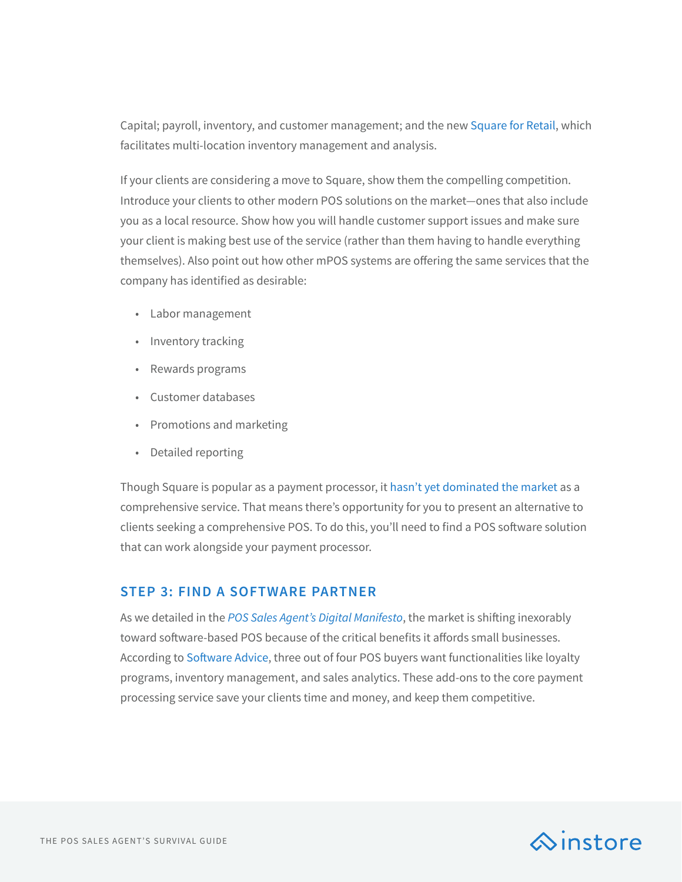Capital; payroll, inventory, and customer management; and the new Square for Retail, which facilitates multi-location inventory management and analysis.

If your clients are considering a move to Square, show them the compelling competition. Introduce your clients to other modern POS solutions on the market—ones that also include you as a local resource. Show how you will handle customer support issues and make sure your client is making best use of the service (rather than them having to handle everything themselves). Also point out how other mPOS systems are offering the same services that the company has identified as desirable:

- Labor management
- Inventory tracking
- Rewards programs
- Customer databases
- Promotions and marketing
- Detailed reporting

Though Square is popular as a payment processor, it hasn't yet dominated the market as a comprehensive service. That means there's opportunity for you to present an alternative to clients seeking a comprehensive POS. To do this, you'll need to find a POS software solution that can work alongside your payment processor.

### STEP 3: FIND A SOFTWARE PARTNER

As we detailed in the *POS Sales Agent's Digital Manifesto*, the market is shifting inexorably toward software-based POS because of the critical benefits it affords small businesses. According to Software Advice, three out of four POS buyers want functionalities like loyalty programs, inventory management, and sales analytics. These add-ons to the core payment processing service save your clients time and money, and keep them competitive.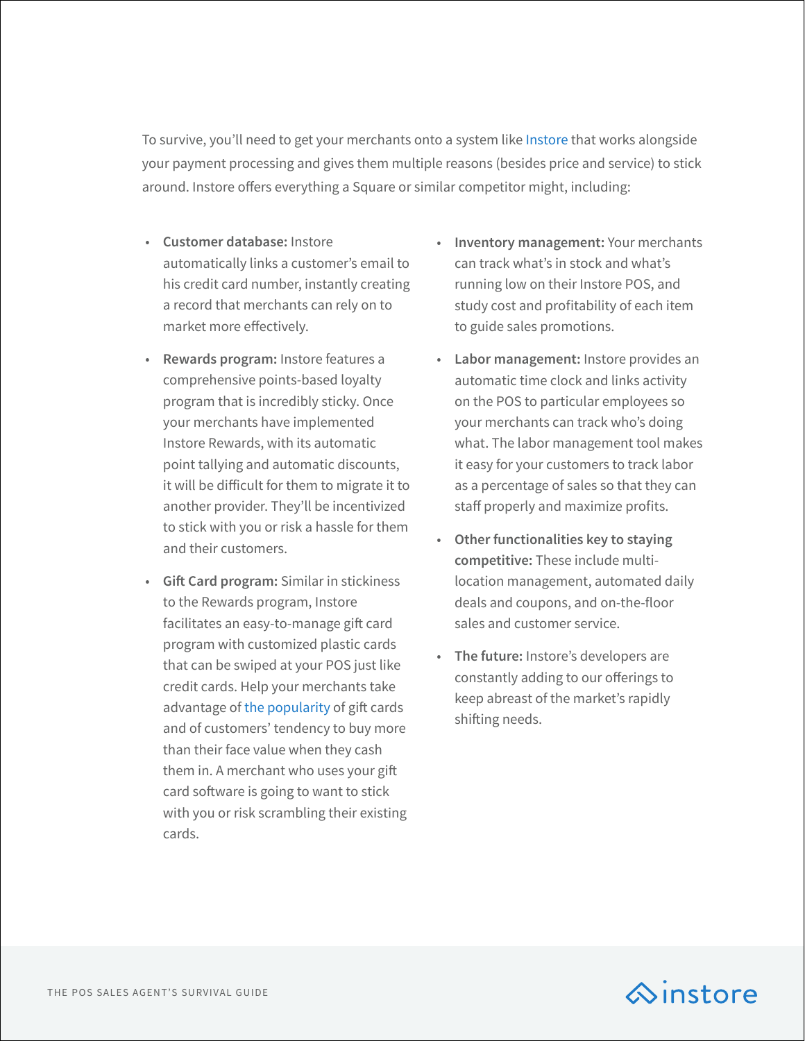To survive, you'll need to get your merchants onto a system like Instore that works alongside your payment processing and gives them multiple reasons (besides price and service) to stick around. Instore offers everything a Square or similar competitor might, including:

- **Customer database:** Instore automatically links a customer's email to his credit card number, instantly creating a record that merchants can rely on to market more effectively.
- **Rewards program:** Instore features a comprehensive points-based loyalty program that is incredibly sticky. Once your merchants have implemented Instore Rewards, with its automatic point tallying and automatic discounts, it will be difficult for them to migrate it to another provider. They'll be incentivized to stick with you or risk a hassle for them and their customers.
- **Gift Card program:** Similar in stickiness to the Rewards program, Instore facilitates an easy-to-manage gift card program with customized plastic cards that can be swiped at your POS just like credit cards. Help your merchants take advantage of the popularity of gift cards and of customers' tendency to buy more than their face value when they cash them in. A merchant who uses your gift card software is going to want to stick with you or risk scrambling their existing cards.
- **Inventory management:** Your merchants can track what's in stock and what's running low on their Instore POS, and study cost and profitability of each item to guide sales promotions.
- **Labor management:** Instore provides an automatic time clock and links activity on the POS to particular employees so your merchants can track who's doing what. The labor management tool makes it easy for your customers to track labor as a percentage of sales so that they can staff properly and maximize profits.
- **Other functionalities key to staying competitive:** These include multi-location management, automated daily deals and coupons, and on-the-floor sales and customer service.
- **The future:** Instore's developers are constantly adding to our offerings to keep abreast of the market's rapidly shifting needs.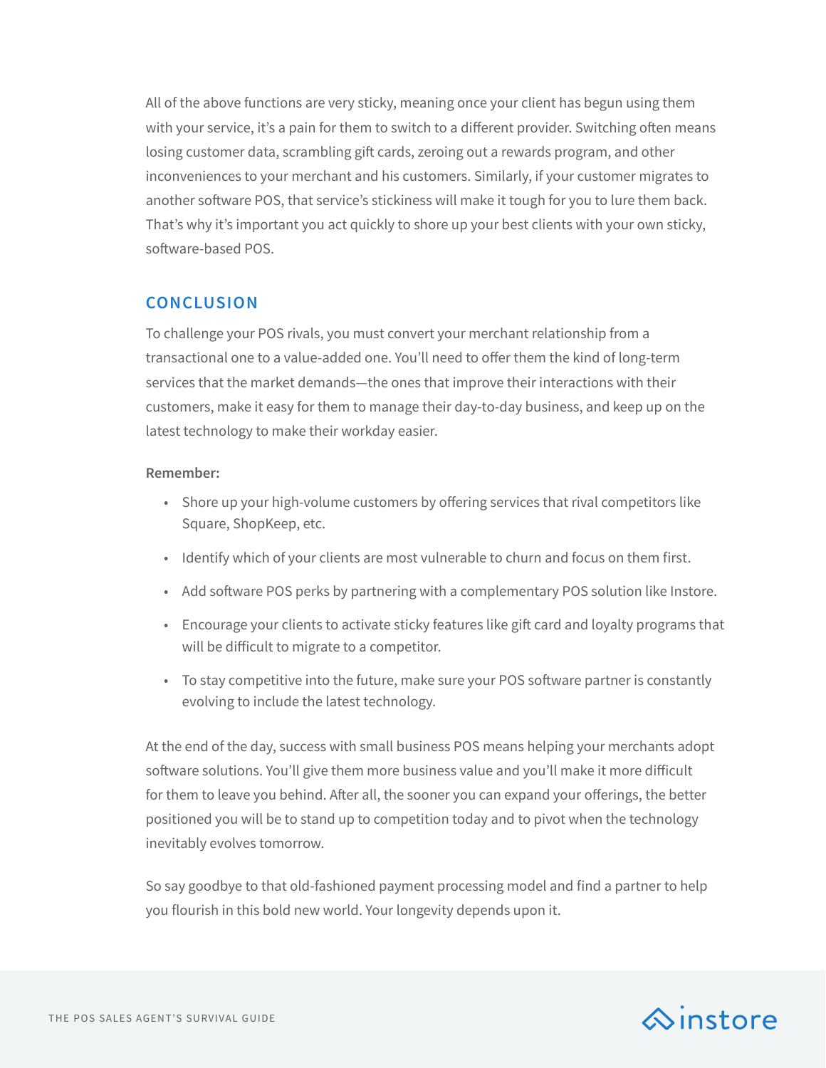All of the above functions are very sticky, meaning once your client has begun using them with your service, it's a pain for them to switch to a different provider. Switching often means losing customer data, scrambling gift cards, zeroing out a rewards program, and other inconveniences to your merchant and his customers. Similarly, if your customer migrates to another software POS, that service's stickiness will make it tough for you to lure them back. That's why it's important you act quickly to shore up your best clients with your own sticky, software-based POS.

## CONCLUSION

To challenge your POS rivals, you must convert your merchant relationship from a transactional one to a value-added one. You'll need to offer them the kind of long-term services that the market demands—the ones that improve their interactions with their customers, make it easy for them to manage their day-to-day business, and keep up on the latest technology to make their workday easier.

**Remember:**

- Shore up your high-volume customers by offering services that rival competitors like Square, ShopKeep, etc.
- Identify which of your clients are most vulnerable to churn and focus on them first.
- Add software POS perks by partnering with a complementary POS solution like Instore.
- Encourage your clients to activate sticky features like gift card and loyalty programs that will be difficult to migrate to a competitor.
- To stay competitive into the future, make sure your POS software partner is constantly evolving to include the latest technology.

At the end of the day, success with small business POS means helping your merchants adopt software solutions. You'll give them more business value and you'll make it more difficult for them to leave you behind. After all, the sooner you can expand your offerings, the better positioned you will be to stand up to competition today and to pivot when the technology inevitably evolves tomorrow.

So say goodbye to that old-fashioned payment processing model and find a partner to help you flourish in this bold new world. Your longevity depends upon it.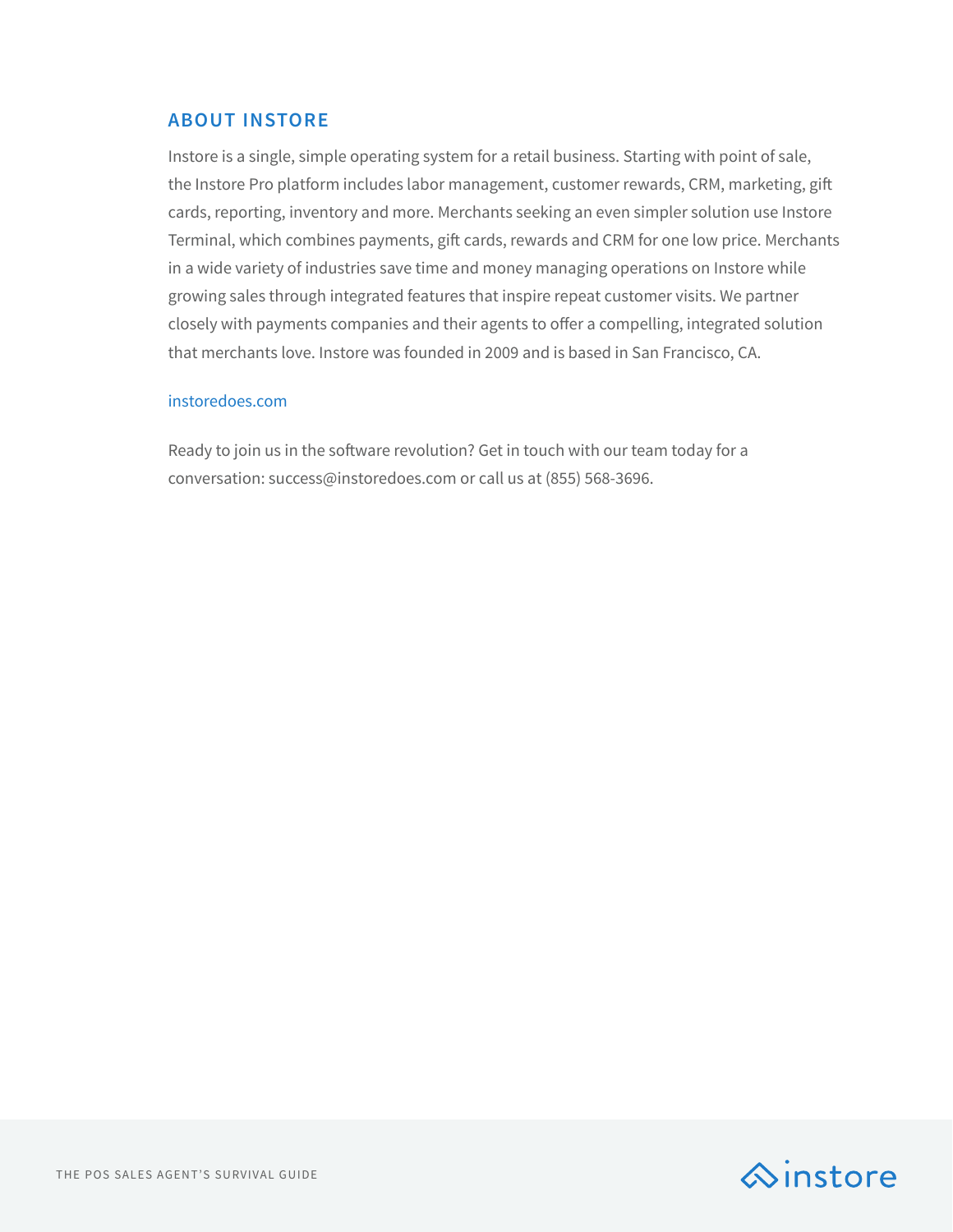## ABOUT INSTORE

Instore is a single, simple operating system for a retail business. Starting with point of sale, the Instore Pro platform includes labor management, customer rewards, CRM, marketing, gift cards, reporting, inventory and more. Merchants seeking an even simpler solution use Instore Terminal, which combines payments, gift cards, rewards and CRM for one low price. Merchants in a wide variety of industries save time and money managing operations on Instore while growing sales through integrated features that inspire repeat customer visits. We partner closely with payments companies and their agents to offer a compelling, integrated solution that merchants love. Instore was founded in 2009 and is based in San Francisco, CA.

instoredoes.com

Ready to join us in the software revolution? Get in touch with our team today for a conversation: success@instoredoes.com or call us at (855) 568-3696.